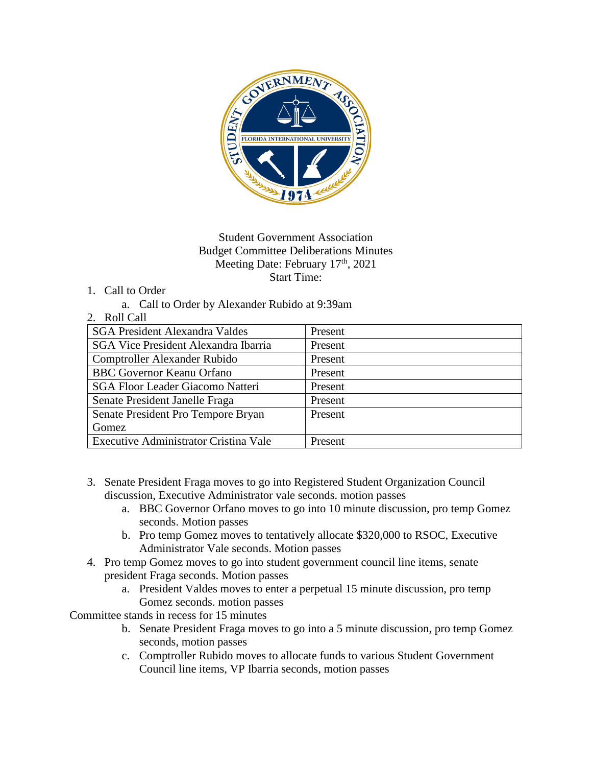Student Government Association
Budget Committee Deliberations Minutes
Meeting Date: February 17th, 2021
Start Time:

1. Call to Order
   a. Call to Order by Alexander Rubido at 9:39am
2. Roll Call

| SGA President Alexandra Valdes | Present |
|---|---|
| SGA Vice President Alexandra Ibarria | Present |
| Comptroller Alexander Rubido | Present |
| BBC Governor Keanu Orfano | Present |
| SGA Floor Leader Giacomo Natteri | Present |
| Senate President Janelle Fraga | Present |
| Senate President Pro Tempore Bryan Gomez | Present |
| Executive Administrator Cristina Vale | Present |

3. Senate President Fraga moves to go into Registered Student Organization Council discussion, Executive Administrator vale seconds. motion passes
   a. BBC Governor Orfano moves to go into 10 minute discussion, pro temp Gomez seconds. Motion passes
   b. Pro temp Gomez moves to tentatively allocate $320,000 to RSOC, Executive Administrator Vale seconds. Motion passes
4. Pro temp Gomez moves to go into student government council line items, senate president Fraga seconds. Motion passes
   a. President Valdes moves to enter a perpetual 15 minute discussion, pro temp Gomez seconds. motion passes

Committee stands in recess for 15 minutes

   b. Senate President Fraga moves to go into a 5 minute discussion, pro temp Gomez seconds, motion passes
   c. Comptroller Rubido moves to allocate funds to various Student Government Council line items, VP Ibarria seconds, motion passes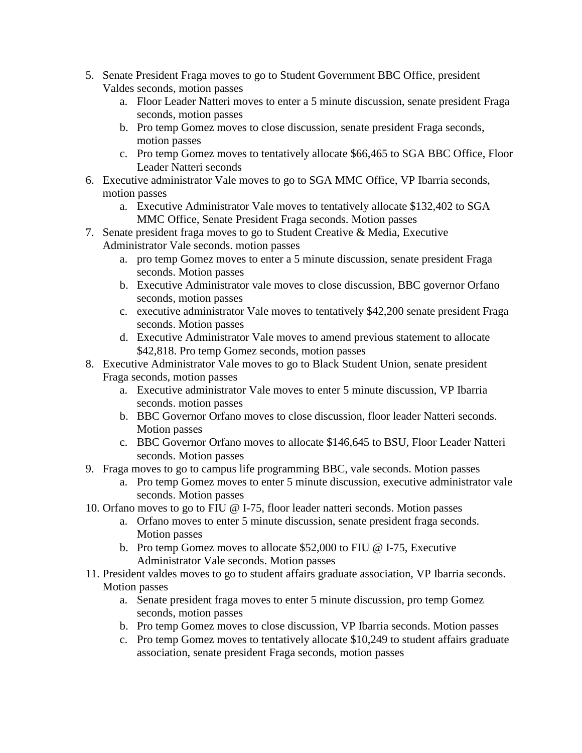5. Senate President Fraga moves to go to Student Government BBC Office, president Valdes seconds, motion passes
    a. Floor Leader Natteri moves to enter a 5 minute discussion, senate president Fraga seconds, motion passes
    b. Pro temp Gomez moves to close discussion, senate president Fraga seconds, motion passes
    c. Pro temp Gomez moves to tentatively allocate $66,465 to SGA BBC Office, Floor Leader Natteri seconds
6. Executive administrator Vale moves to go to SGA MMC Office, VP Ibarria seconds, motion passes
    a. Executive Administrator Vale moves to tentatively allocate $132,402 to SGA MMC Office, Senate President Fraga seconds. Motion passes
7. Senate president fraga moves to go to Student Creative & Media, Executive Administrator Vale seconds. motion passes
    a. pro temp Gomez moves to enter a 5 minute discussion, senate president Fraga seconds. Motion passes
    b. Executive Administrator vale moves to close discussion, BBC governor Orfano seconds, motion passes
    c. executive administrator Vale moves to tentatively $42,200 senate president Fraga seconds. Motion passes
    d. Executive Administrator Vale moves to amend previous statement to allocate $42,818. Pro temp Gomez seconds, motion passes
8. Executive Administrator Vale moves to go to Black Student Union, senate president Fraga seconds, motion passes
    a. Executive administrator Vale moves to enter 5 minute discussion, VP Ibarria seconds. motion passes
    b. BBC Governor Orfano moves to close discussion, floor leader Natteri seconds. Motion passes
    c. BBC Governor Orfano moves to allocate $146,645 to BSU, Floor Leader Natteri seconds. Motion passes
9. Fraga moves to go to campus life programming BBC, vale seconds. Motion passes
    a. Pro temp Gomez moves to enter 5 minute discussion, executive administrator vale seconds. Motion passes
10. Orfano moves to go to FIU @ I-75, floor leader natteri seconds. Motion passes
    a. Orfano moves to enter 5 minute discussion, senate president fraga seconds. Motion passes
    b. Pro temp Gomez moves to allocate $52,000 to FIU @ I-75, Executive Administrator Vale seconds. Motion passes
11. President valdes moves to go to student affairs graduate association, VP Ibarria seconds. Motion passes
    a. Senate president fraga moves to enter 5 minute discussion, pro temp Gomez seconds, motion passes
    b. Pro temp Gomez moves to close discussion, VP Ibarria seconds. Motion passes
    c. Pro temp Gomez moves to tentatively allocate $10,249 to student affairs graduate association, senate president Fraga seconds, motion passes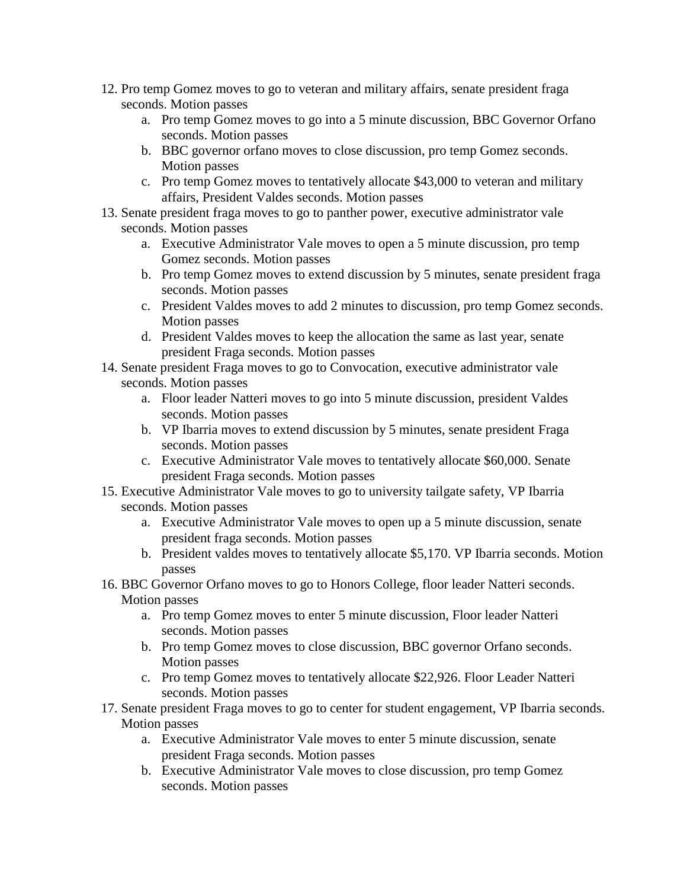12. Pro temp Gomez moves to go to veteran and military affairs, senate president fraga seconds. Motion passes
    a. Pro temp Gomez moves to go into a 5 minute discussion, BBC Governor Orfano seconds. Motion passes
    b. BBC governor orfano moves to close discussion, pro temp Gomez seconds. Motion passes
    c. Pro temp Gomez moves to tentatively allocate $43,000 to veteran and military affairs, President Valdes seconds. Motion passes
13. Senate president fraga moves to go to panther power, executive administrator vale seconds. Motion passes
    a. Executive Administrator Vale moves to open a 5 minute discussion, pro temp Gomez seconds. Motion passes
    b. Pro temp Gomez moves to extend discussion by 5 minutes, senate president fraga seconds. Motion passes
    c. President Valdes moves to add 2 minutes to discussion, pro temp Gomez seconds. Motion passes
    d. President Valdes moves to keep the allocation the same as last year, senate president Fraga seconds. Motion passes
14. Senate president Fraga moves to go to Convocation, executive administrator vale seconds. Motion passes
    a. Floor leader Natteri moves to go into 5 minute discussion, president Valdes seconds. Motion passes
    b. VP Ibarria moves to extend discussion by 5 minutes, senate president Fraga seconds. Motion passes
    c. Executive Administrator Vale moves to tentatively allocate $60,000. Senate president Fraga seconds. Motion passes
15. Executive Administrator Vale moves to go to university tailgate safety, VP Ibarria seconds. Motion passes
    a. Executive Administrator Vale moves to open up a 5 minute discussion, senate president fraga seconds. Motion passes
    b. President valdes moves to tentatively allocate $5,170. VP Ibarria seconds. Motion passes
16. BBC Governor Orfano moves to go to Honors College, floor leader Natteri seconds. Motion passes
    a. Pro temp Gomez moves to enter 5 minute discussion, Floor leader Natteri seconds. Motion passes
    b. Pro temp Gomez moves to close discussion, BBC governor Orfano seconds. Motion passes
    c. Pro temp Gomez moves to tentatively allocate $22,926. Floor Leader Natteri seconds. Motion passes
17. Senate president Fraga moves to go to center for student engagement, VP Ibarria seconds. Motion passes
    a. Executive Administrator Vale moves to enter 5 minute discussion, senate president Fraga seconds. Motion passes
    b. Executive Administrator Vale moves to close discussion, pro temp Gomez seconds. Motion passes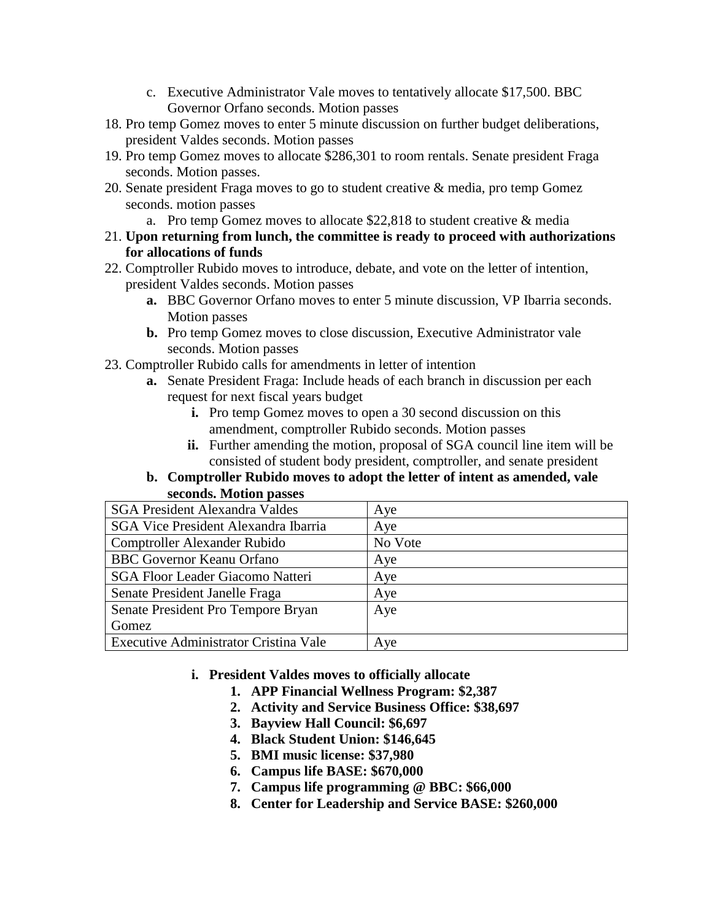c. Executive Administrator Vale moves to tentatively allocate $17,500. BBC Governor Orfano seconds. Motion passes
18. Pro temp Gomez moves to enter 5 minute discussion on further budget deliberations, president Valdes seconds. Motion passes
19. Pro temp Gomez moves to allocate $286,301 to room rentals. Senate president Fraga seconds. Motion passes.
20. Senate president Fraga moves to go to student creative & media, pro temp Gomez seconds. motion passes
    a. Pro temp Gomez moves to allocate $22,818 to student creative & media
21. **Upon returning from lunch, the committee is ready to proceed with authorizations for allocations of funds**
22. Comptroller Rubido moves to introduce, debate, and vote on the letter of intention, president Valdes seconds. Motion passes
    **a.** BBC Governor Orfano moves to enter 5 minute discussion, VP Ibarria seconds. Motion passes
    **b.** Pro temp Gomez moves to close discussion, Executive Administrator vale seconds. Motion passes
23. Comptroller Rubido calls for amendments in letter of intention
    **a.** Senate President Fraga: Include heads of each branch in discussion per each request for next fiscal years budget
        **i.** Pro temp Gomez moves to open a 30 second discussion on this amendment, comptroller Rubido seconds. Motion passes
        **ii.** Further amending the motion, proposal of SGA council line item will be consisted of student body president, comptroller, and senate president
    **b. Comptroller Rubido moves to adopt the letter of intent as amended, vale seconds. Motion passes**

| SGA President Alexandra Valdes | Aye |
|---|---|
| SGA Vice President Alexandra Ibarria | Aye |
| Comptroller Alexander Rubido | No Vote |
| BBC Governor Keanu Orfano | Aye |
| SGA Floor Leader Giacomo Natteri | Aye |
| Senate President Janelle Fraga | Aye |
| Senate President Pro Tempore Bryan Gomez | Aye |
| Executive Administrator Cristina Vale | Aye |

**i. President Valdes moves to officially allocate**

1. **APP Financial Wellness Program: $2,387**
2. **Activity and Service Business Office: $38,697**
3. **Bayview Hall Council: $6,697**
4. **Black Student Union: $146,645**
5. **BMI music license: $37,980**
6. **Campus life BASE: $670,000**
7. **Campus life programming @ BBC: $66,000**
8. **Center for Leadership and Service BASE: $260,000**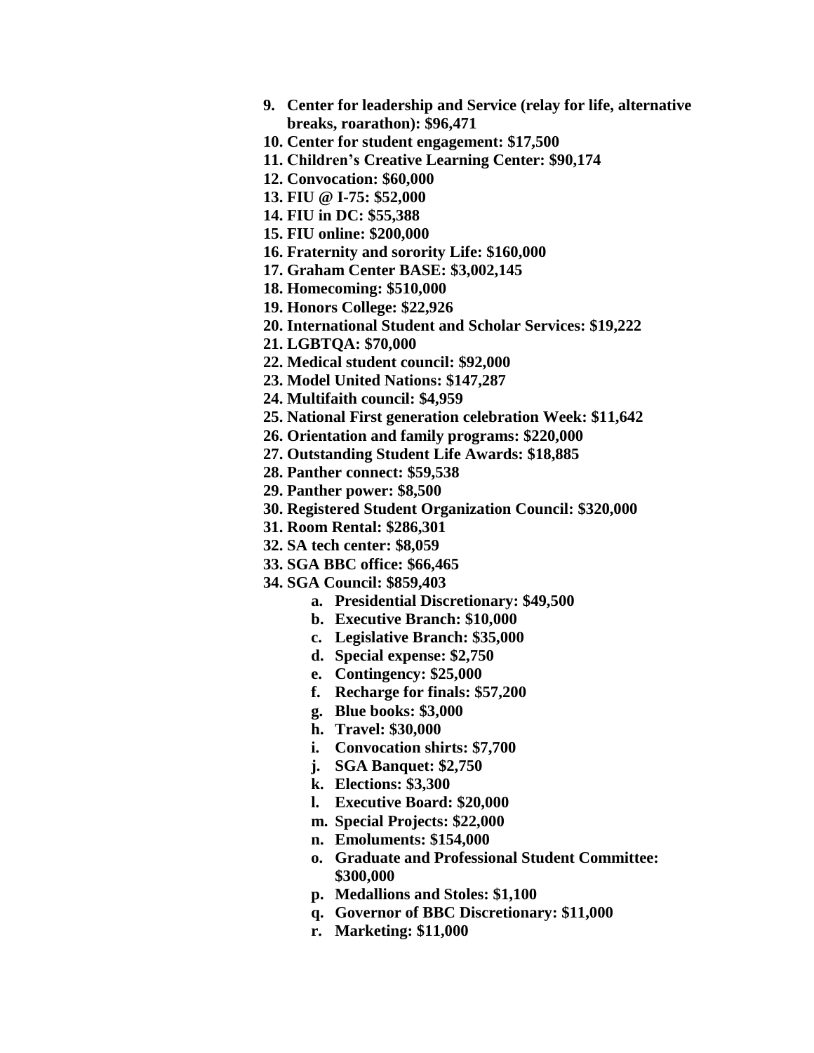9. **Center for leadership and Service (relay for life, alternative breaks, roarathon): $96,471**
10. **Center for student engagement: $17,500**
11. **Children's Creative Learning Center: $90,174**
12. **Convocation: $60,000**
13. **FIU @ I-75: $52,000**
14. **FIU in DC: $55,388**
15. **FIU online: $200,000**
16. **Fraternity and sorority Life: $160,000**
17. **Graham Center BASE: $3,002,145**
18. **Homecoming: $510,000**
19. **Honors College: $22,926**
20. **International Student and Scholar Services: $19,222**
21. **LGBTQA: $70,000**
22. **Medical student council: $92,000**
23. **Model United Nations: $147,287**
24. **Multifaith council: $4,959**
25. **National First generation celebration Week: $11,642**
26. **Orientation and family programs: $220,000**
27. **Outstanding Student Life Awards: $18,885**
28. **Panther connect: $59,538**
29. **Panther power: $8,500**
30. **Registered Student Organization Council: $320,000**
31. **Room Rental: $286,301**
32. **SA tech center: $8,059**
33. **SGA BBC office: $66,465**
34. **SGA Council: $859,403**
    a. **Presidential Discretionary: $49,500**
    b. **Executive Branch: $10,000**
    c. **Legislative Branch: $35,000**
    d. **Special expense: $2,750**
    e. **Contingency: $25,000**
    f. **Recharge for finals: $57,200**
    g. **Blue books: $3,000**
    h. **Travel: $30,000**
    i. **Convocation shirts: $7,700**
    j. **SGA Banquet: $2,750**
    k. **Elections: $3,300**
    l. **Executive Board: $20,000**
    m. **Special Projects: $22,000**
    n. **Emoluments: $154,000**
    o. **Graduate and Professional Student Committee: $300,000**
    p. **Medallions and Stoles: $1,100**
    q. **Governor of BBC Discretionary: $11,000**
    r. **Marketing: $11,000**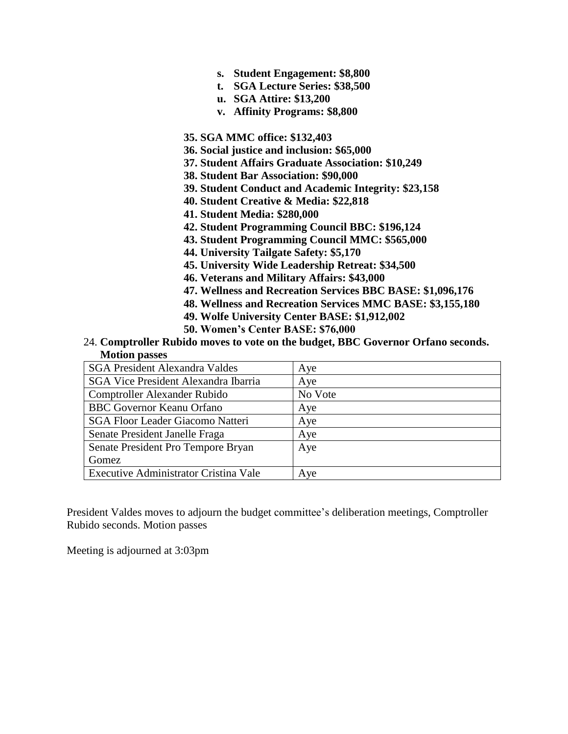- **s. Student Engagement: $8,800**
- **t. SGA Lecture Series: $38,500**
- **u. SGA Attire: $13,200**
- **v. Affinity Programs: $8,800**

**35. SGA MMC office: $132,403**
**36. Social justice and inclusion: $65,000**
**37. Student Affairs Graduate Association: $10,249**
**38. Student Bar Association: $90,000**
**39. Student Conduct and Academic Integrity: $23,158**
**40. Student Creative & Media: $22,818**
**41. Student Media: $280,000**
**42. Student Programming Council BBC: $196,124**
**43. Student Programming Council MMC: $565,000**
**44. University Tailgate Safety: $5,170**
**45. University Wide Leadership Retreat: $34,500**
**46. Veterans and Military Affairs: $43,000**
**47. Wellness and Recreation Services BBC BASE: $1,096,176**
**48. Wellness and Recreation Services MMC BASE: $3,155,180**
**49. Wolfe University Center BASE: $1,912,002**
**50. Women's Center BASE: $76,000**

24. **Comptroller Rubido moves to vote on the budget, BBC Governor Orfano seconds. Motion passes**

| | |
|---|---|
| SGA President Alexandra Valdes | Aye |
| SGA Vice President Alexandra Ibarria | Aye |
| Comptroller Alexander Rubido | No Vote |
| BBC Governor Keanu Orfano | Aye |
| SGA Floor Leader Giacomo Natteri | Aye |
| Senate President Janelle Fraga | Aye |
| Senate President Pro Tempore Bryan Gomez | Aye |
| Executive Administrator Cristina Vale | Aye |

President Valdes moves to adjourn the budget committee's deliberation meetings, Comptroller Rubido seconds. Motion passes

Meeting is adjourned at 3:03pm